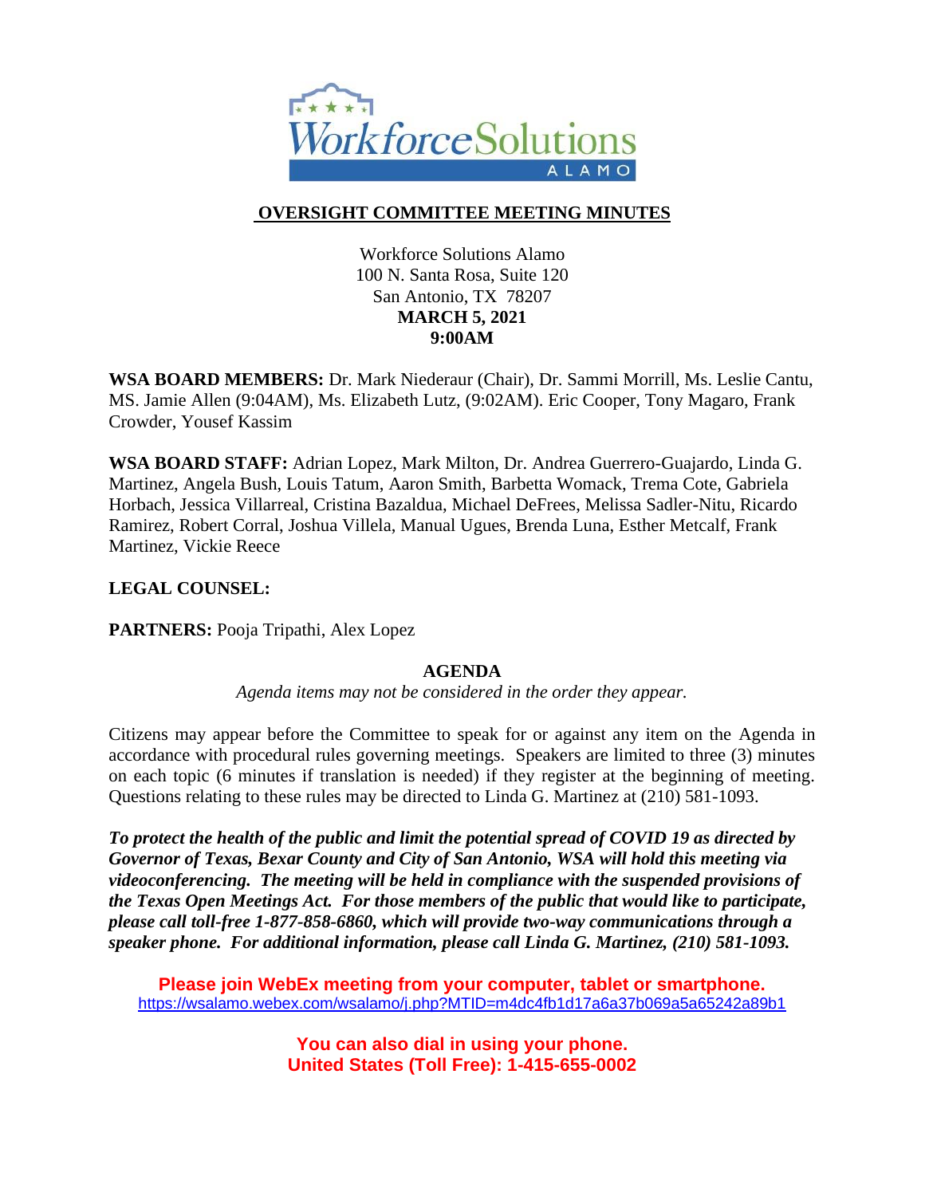# OVERSIGHT COMMITTEE MEETING MINUTES

Workforce Solutions Alamo
100 N. Santa Rosa, Suite 120
San Antonio, TX 78207
**MARCH 5, 2021**
**9:00AM**

**WSA BOARD MEMBERS:** Dr. Mark Niederaur (Chair), Dr. Sammi Morrill, Ms. Leslie Cantu, MS. Jamie Allen (9:04AM), Ms. Elizabeth Lutz, (9:02AM). Eric Cooper, Tony Magaro, Frank Crowder, Yousef Kassim

**WSA BOARD STAFF:** Adrian Lopez, Mark Milton, Dr. Andrea Guerrero-Guajardo, Linda G. Martinez, Angela Bush, Louis Tatum, Aaron Smith, Barbetta Womack, Trema Cote, Gabriela Horbach, Jessica Villarreal, Cristina Bazaldua, Michael DeFrees, Melissa Sadler-Nitu, Ricardo Ramirez, Robert Corral, Joshua Villela, Manual Ugues, Brenda Luna, Esther Metcalf, Frank Martinez, Vickie Reece

**LEGAL COUNSEL:**

**PARTNERS:** Pooja Tripathi, Alex Lopez

## AGENDA

*Agenda items may not be considered in the order they appear.*

Citizens may appear before the Committee to speak for or against any item on the Agenda in accordance with procedural rules governing meetings. Speakers are limited to three (3) minutes on each topic (6 minutes if translation is needed) if they register at the beginning of meeting. Questions relating to these rules may be directed to Linda G. Martinez at (210) 581-1093.

***To protect the health of the public and limit the potential spread of COVID 19 as directed by Governor of Texas, Bexar County and City of San Antonio, WSA will hold this meeting via videoconferencing. The meeting will be held in compliance with the suspended provisions of the Texas Open Meetings Act. For those members of the public that would like to participate, please call toll-free 1-877-858-6860, which will provide two-way communications through a speaker phone. For additional information, please call Linda G. Martinez, (210) 581-1093.***

**Please join WebEx meeting from your computer, tablet or smartphone.**
https://wsalamo.webex.com/wsalamo/j.php?MTID=m4dc4fb1d17a6a37b069a5a65242a89b1

**You can also dial in using your phone.**
**United States (Toll Free): 1-415-655-0002**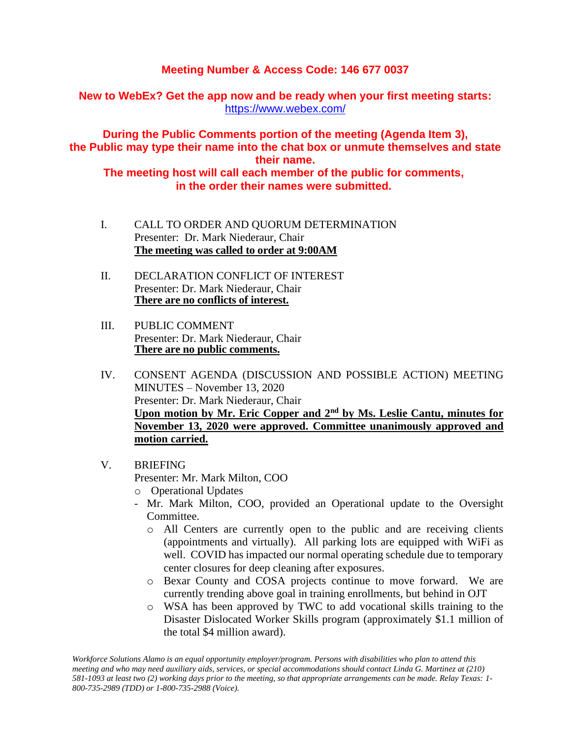**Meeting Number & Access Code: 146 677 0037**

**New to WebEx? Get the app now and be ready when your first meeting starts:** https://www.webex.com/

**During the Public Comments portion of the meeting (Agenda Item 3), the Public may type their name into the chat box or unmute themselves and state their name.**
**The meeting host will call each member of the public for comments, in the order their names were submitted.**

I. CALL TO ORDER AND QUORUM DETERMINATION
Presenter: Dr. Mark Niederaur, Chair
**The meeting was called to order at 9:00AM**

II. DECLARATION CONFLICT OF INTEREST
Presenter: Dr. Mark Niederaur, Chair
**There are no conflicts of interest.**

III. PUBLIC COMMENT
Presenter: Dr. Mark Niederaur, Chair
**There are no public comments.**

IV. CONSENT AGENDA (DISCUSSION AND POSSIBLE ACTION) MEETING MINUTES – November 13, 2020
Presenter: Dr. Mark Niederaur, Chair
**Upon motion by Mr. Eric Copper and 2nd by Ms. Leslie Cantu, minutes for November 13, 2020 were approved. Committee unanimously approved and motion carried.**

V. BRIEFING
Presenter: Mr. Mark Milton, COO

- Operational Updates

- Mr. Mark Milton, COO, provided an Operational update to the Oversight Committee.
  - All Centers are currently open to the public and are receiving clients (appointments and virtually). All parking lots are equipped with WiFi as well. COVID has impacted our normal operating schedule due to temporary center closures for deep cleaning after exposures.
  - Bexar County and COSA projects continue to move forward. We are currently trending above goal in training enrollments, but behind in OJT
  - WSA has been approved by TWC to add vocational skills training to the Disaster Dislocated Worker Skills program (approximately $1.1 million of the total $4 million award).

*Workforce Solutions Alamo is an equal opportunity employer/program. Persons with disabilities who plan to attend this meeting and who may need auxiliary aids, services, or special accommodations should contact Linda G. Martinez at (210) 581-1093 at least two (2) working days prior to the meeting, so that appropriate arrangements can be made. Relay Texas: 1-800-735-2989 (TDD) or 1-800-735-2988 (Voice).*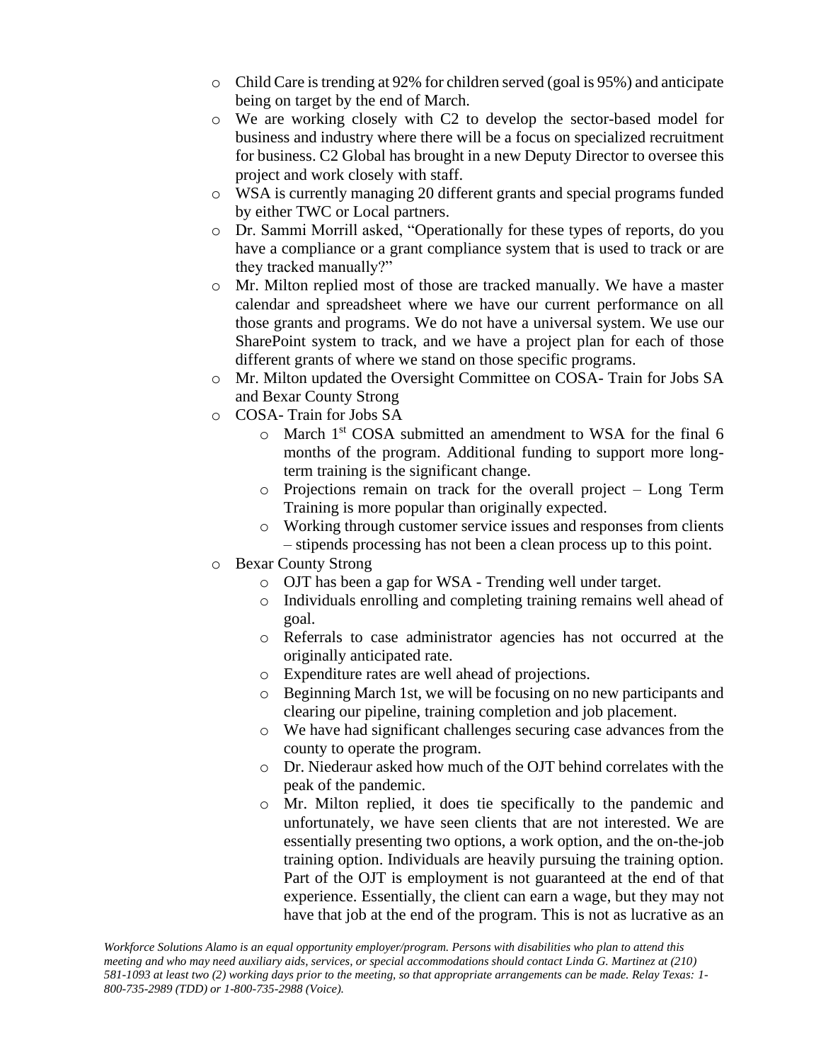- Child Care is trending at 92% for children served (goal is 95%) and anticipate being on target by the end of March.
- We are working closely with C2 to develop the sector-based model for business and industry where there will be a focus on specialized recruitment for business. C2 Global has brought in a new Deputy Director to oversee this project and work closely with staff.
- WSA is currently managing 20 different grants and special programs funded by either TWC or Local partners.
- Dr. Sammi Morrill asked, "Operationally for these types of reports, do you have a compliance or a grant compliance system that is used to track or are they tracked manually?"
- Mr. Milton replied most of those are tracked manually. We have a master calendar and spreadsheet where we have our current performance on all those grants and programs. We do not have a universal system. We use our SharePoint system to track, and we have a project plan for each of those different grants of where we stand on those specific programs.
- Mr. Milton updated the Oversight Committee on COSA- Train for Jobs SA and Bexar County Strong
- COSA- Train for Jobs SA
  - March 1st COSA submitted an amendment to WSA for the final 6 months of the program. Additional funding to support more long-term training is the significant change.
  - Projections remain on track for the overall project – Long Term Training is more popular than originally expected.
  - Working through customer service issues and responses from clients – stipends processing has not been a clean process up to this point.
- Bexar County Strong
  - OJT has been a gap for WSA - Trending well under target.
  - Individuals enrolling and completing training remains well ahead of goal.
  - Referrals to case administrator agencies has not occurred at the originally anticipated rate.
  - Expenditure rates are well ahead of projections.
  - Beginning March 1st, we will be focusing on no new participants and clearing our pipeline, training completion and job placement.
  - We have had significant challenges securing case advances from the county to operate the program.
  - Dr. Niederaur asked how much of the OJT behind correlates with the peak of the pandemic.
  - Mr. Milton replied, it does tie specifically to the pandemic and unfortunately, we have seen clients that are not interested. We are essentially presenting two options, a work option, and the on-the-job training option. Individuals are heavily pursuing the training option. Part of the OJT is employment is not guaranteed at the end of that experience. Essentially, the client can earn a wage, but they may not have that job at the end of the program. This is not as lucrative as an

*Workforce Solutions Alamo is an equal opportunity employer/program. Persons with disabilities who plan to attend this meeting and who may need auxiliary aids, services, or special accommodations should contact Linda G. Martinez at (210) 581-1093 at least two (2) working days prior to the meeting, so that appropriate arrangements can be made. Relay Texas: 1-800-735-2989 (TDD) or 1-800-735-2988 (Voice).*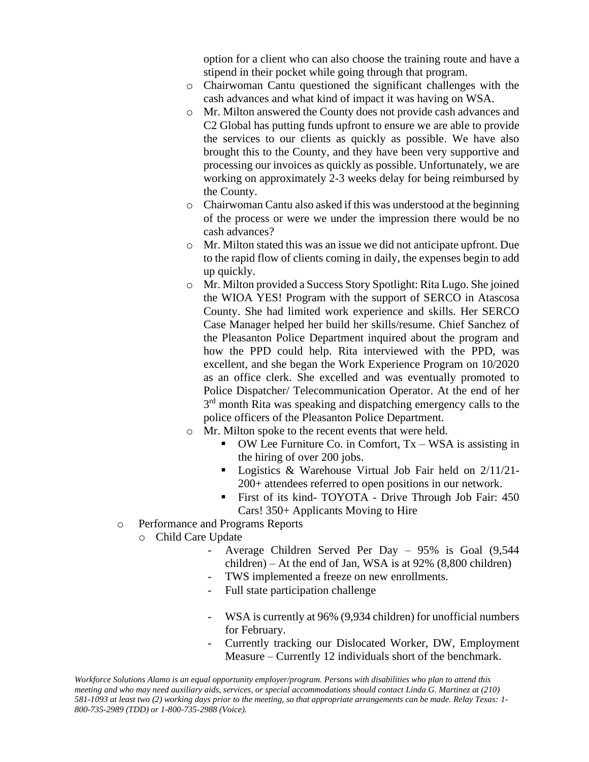option for a client who can also choose the training route and have a stipend in their pocket while going through that program.

- Chairwoman Cantu questioned the significant challenges with the cash advances and what kind of impact it was having on WSA.
- Mr. Milton answered the County does not provide cash advances and C2 Global has putting funds upfront to ensure we are able to provide the services to our clients as quickly as possible. We have also brought this to the County, and they have been very supportive and processing our invoices as quickly as possible. Unfortunately, we are working on approximately 2-3 weeks delay for being reimbursed by the County.
- Chairwoman Cantu also asked if this was understood at the beginning of the process or were we under the impression there would be no cash advances?
- Mr. Milton stated this was an issue we did not anticipate upfront. Due to the rapid flow of clients coming in daily, the expenses begin to add up quickly.
- Mr. Milton provided a Success Story Spotlight: Rita Lugo. She joined the WIOA YES! Program with the support of SERCO in Atascosa County. She had limited work experience and skills. Her SERCO Case Manager helped her build her skills/resume. Chief Sanchez of the Pleasanton Police Department inquired about the program and how the PPD could help. Rita interviewed with the PPD, was excellent, and she began the Work Experience Program on 10/2020 as an office clerk. She excelled and was eventually promoted to Police Dispatcher/ Telecommunication Operator. At the end of her 3rd month Rita was speaking and dispatching emergency calls to the police officers of the Pleasanton Police Department.
- Mr. Milton spoke to the recent events that were held.
  - OW Lee Furniture Co. in Comfort, Tx – WSA is assisting in the hiring of over 200 jobs.
  - Logistics & Warehouse Virtual Job Fair held on 2/11/21- 200+ attendees referred to open positions in our network.
  - First of its kind- TOYOTA - Drive Through Job Fair: 450 Cars! 350+ Applicants Moving to Hire

- Performance and Programs Reports
  - Child Care Update
    - Average Children Served Per Day – 95% is Goal (9,544 children) – At the end of Jan, WSA is at 92% (8,800 children)
    - TWS implemented a freeze on new enrollments.
    - Full state participation challenge
    - WSA is currently at 96% (9,934 children) for unofficial numbers for February.
    - Currently tracking our Dislocated Worker, DW, Employment Measure – Currently 12 individuals short of the benchmark.

*Workforce Solutions Alamo is an equal opportunity employer/program. Persons with disabilities who plan to attend this meeting and who may need auxiliary aids, services, or special accommodations should contact Linda G. Martinez at (210) 581-1093 at least two (2) working days prior to the meeting, so that appropriate arrangements can be made. Relay Texas: 1-800-735-2989 (TDD) or 1-800-735-2988 (Voice).*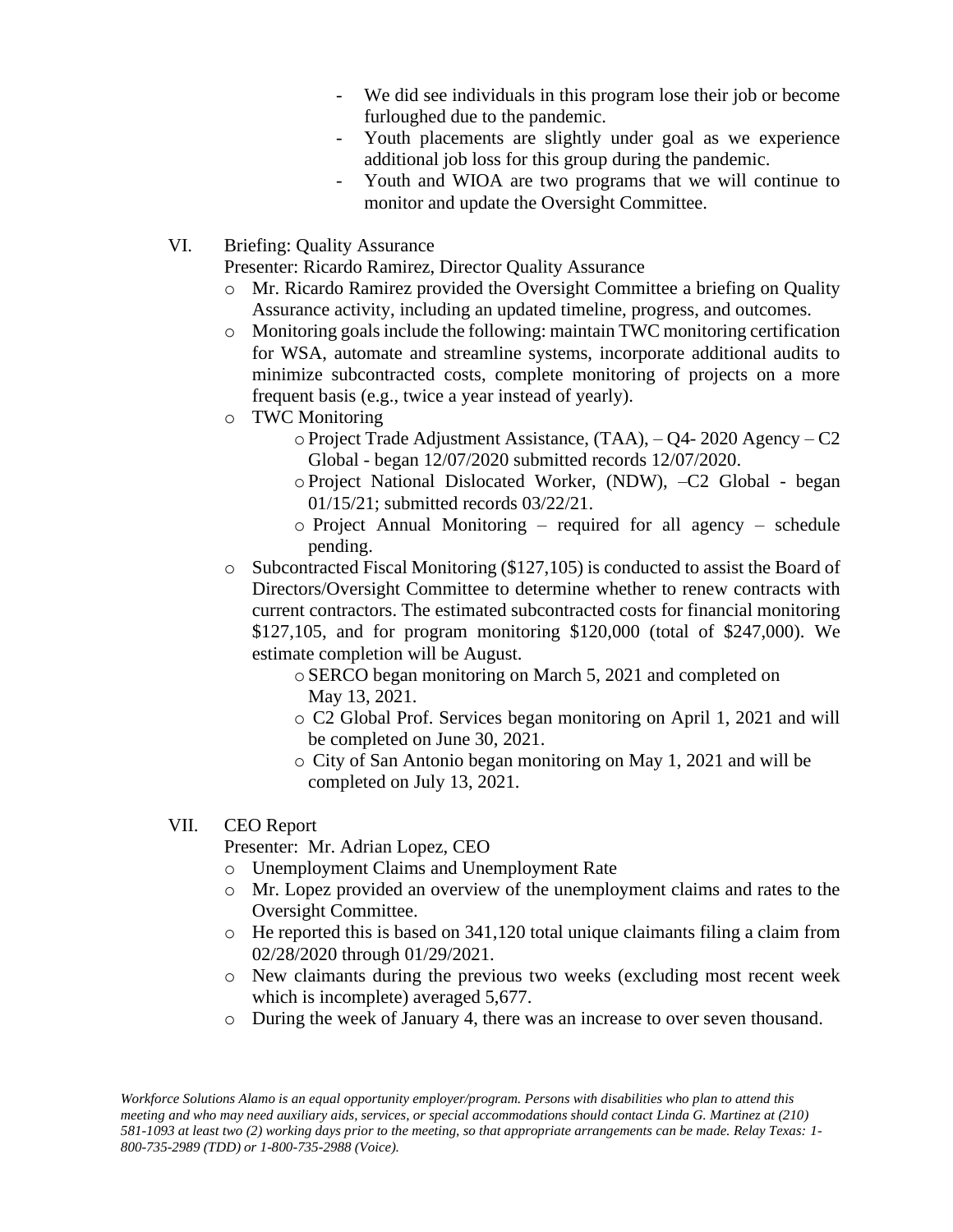- We did see individuals in this program lose their job or become furloughed due to the pandemic.
- Youth placements are slightly under goal as we experience additional job loss for this group during the pandemic.
- Youth and WIOA are two programs that we will continue to monitor and update the Oversight Committee.

VI. Briefing: Quality Assurance

Presenter: Ricardo Ramirez, Director Quality Assurance

- Mr. Ricardo Ramirez provided the Oversight Committee a briefing on Quality Assurance activity, including an updated timeline, progress, and outcomes.
- Monitoring goals include the following: maintain TWC monitoring certification for WSA, automate and streamline systems, incorporate additional audits to minimize subcontracted costs, complete monitoring of projects on a more frequent basis (e.g., twice a year instead of yearly).
- TWC Monitoring
  - Project Trade Adjustment Assistance, (TAA), – Q4- 2020 Agency – C2 Global - began 12/07/2020 submitted records 12/07/2020.
  - Project National Dislocated Worker, (NDW), –C2 Global - began 01/15/21; submitted records 03/22/21.
  - Project Annual Monitoring – required for all agency – schedule pending.
- Subcontracted Fiscal Monitoring ($127,105) is conducted to assist the Board of Directors/Oversight Committee to determine whether to renew contracts with current contractors. The estimated subcontracted costs for financial monitoring $127,105, and for program monitoring $120,000 (total of $247,000). We estimate completion will be August.
  - SERCO began monitoring on March 5, 2021 and completed on May 13, 2021.
  - C2 Global Prof. Services began monitoring on April 1, 2021 and will be completed on June 30, 2021.
  - City of San Antonio began monitoring on May 1, 2021 and will be completed on July 13, 2021.

VII. CEO Report

Presenter: Mr. Adrian Lopez, CEO

- Unemployment Claims and Unemployment Rate
- Mr. Lopez provided an overview of the unemployment claims and rates to the Oversight Committee.
- He reported this is based on 341,120 total unique claimants filing a claim from 02/28/2020 through 01/29/2021.
- New claimants during the previous two weeks (excluding most recent week which is incomplete) averaged 5,677.
- During the week of January 4, there was an increase to over seven thousand.

*Workforce Solutions Alamo is an equal opportunity employer/program. Persons with disabilities who plan to attend this meeting and who may need auxiliary aids, services, or special accommodations should contact Linda G. Martinez at (210) 581-1093 at least two (2) working days prior to the meeting, so that appropriate arrangements can be made. Relay Texas: 1-800-735-2989 (TDD) or 1-800-735-2988 (Voice).*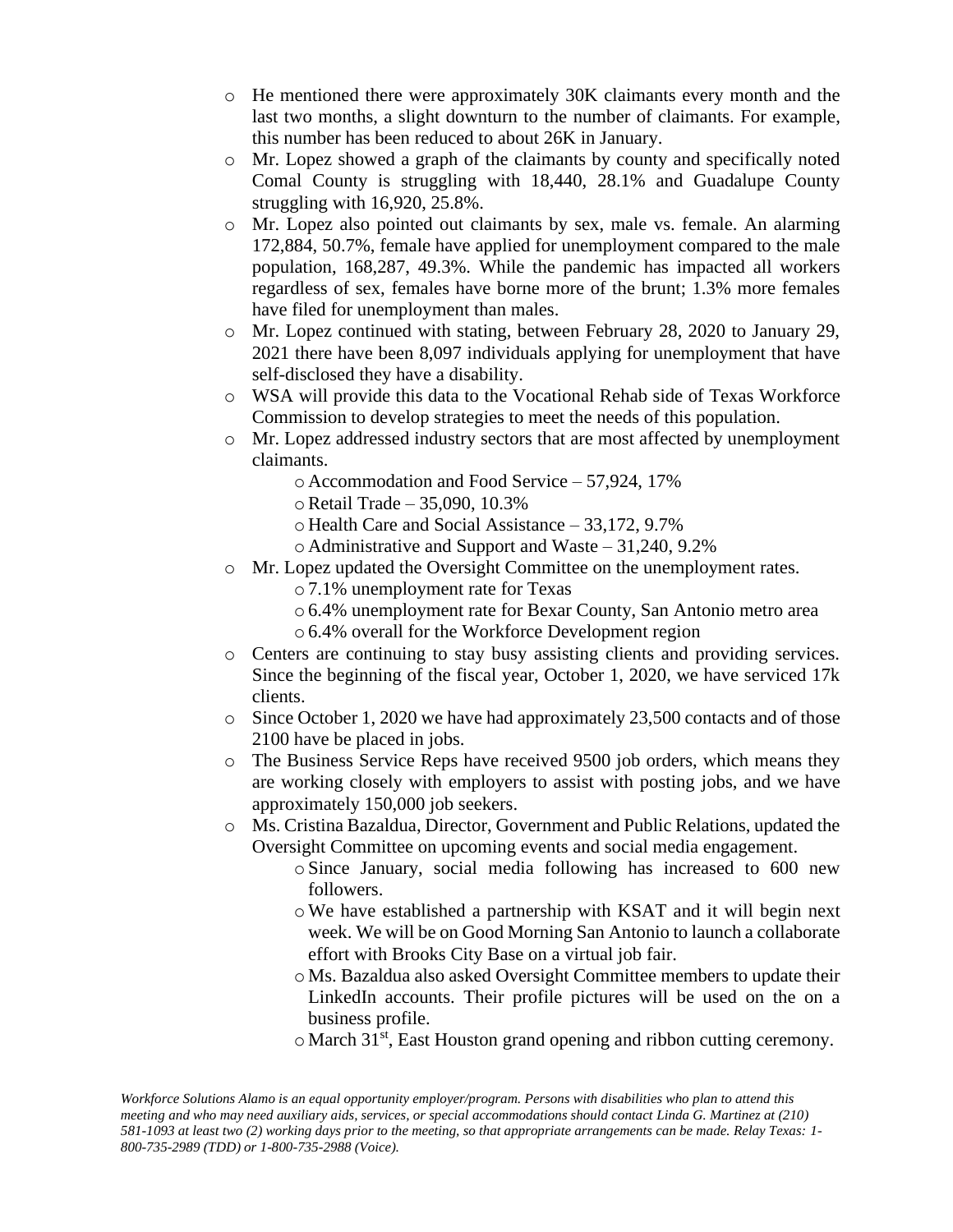- He mentioned there were approximately 30K claimants every month and the last two months, a slight downturn to the number of claimants. For example, this number has been reduced to about 26K in January.
- Mr. Lopez showed a graph of the claimants by county and specifically noted Comal County is struggling with 18,440, 28.1% and Guadalupe County struggling with 16,920, 25.8%.
- Mr. Lopez also pointed out claimants by sex, male vs. female. An alarming 172,884, 50.7%, female have applied for unemployment compared to the male population, 168,287, 49.3%. While the pandemic has impacted all workers regardless of sex, females have borne more of the brunt; 1.3% more females have filed for unemployment than males.
- Mr. Lopez continued with stating, between February 28, 2020 to January 29, 2021 there have been 8,097 individuals applying for unemployment that have self-disclosed they have a disability.
- WSA will provide this data to the Vocational Rehab side of Texas Workforce Commission to develop strategies to meet the needs of this population.
- Mr. Lopez addressed industry sectors that are most affected by unemployment claimants.
  - Accommodation and Food Service – 57,924, 17%
  - Retail Trade – 35,090, 10.3%
  - Health Care and Social Assistance – 33,172, 9.7%
  - Administrative and Support and Waste – 31,240, 9.2%
- Mr. Lopez updated the Oversight Committee on the unemployment rates.
  - 7.1% unemployment rate for Texas
  - 6.4% unemployment rate for Bexar County, San Antonio metro area
  - 6.4% overall for the Workforce Development region
- Centers are continuing to stay busy assisting clients and providing services. Since the beginning of the fiscal year, October 1, 2020, we have serviced 17k clients.
- Since October 1, 2020 we have had approximately 23,500 contacts and of those 2100 have be placed in jobs.
- The Business Service Reps have received 9500 job orders, which means they are working closely with employers to assist with posting jobs, and we have approximately 150,000 job seekers.
- Ms. Cristina Bazaldua, Director, Government and Public Relations, updated the Oversight Committee on upcoming events and social media engagement.
  - Since January, social media following has increased to 600 new followers.
  - We have established a partnership with KSAT and it will begin next week. We will be on Good Morning San Antonio to launch a collaborate effort with Brooks City Base on a virtual job fair.
  - Ms. Bazaldua also asked Oversight Committee members to update their LinkedIn accounts. Their profile pictures will be used on the on a business profile.
  - March 31st, East Houston grand opening and ribbon cutting ceremony.

*Workforce Solutions Alamo is an equal opportunity employer/program. Persons with disabilities who plan to attend this meeting and who may need auxiliary aids, services, or special accommodations should contact Linda G. Martinez at (210) 581-1093 at least two (2) working days prior to the meeting, so that appropriate arrangements can be made. Relay Texas: 1-800-735-2989 (TDD) or 1-800-735-2988 (Voice).*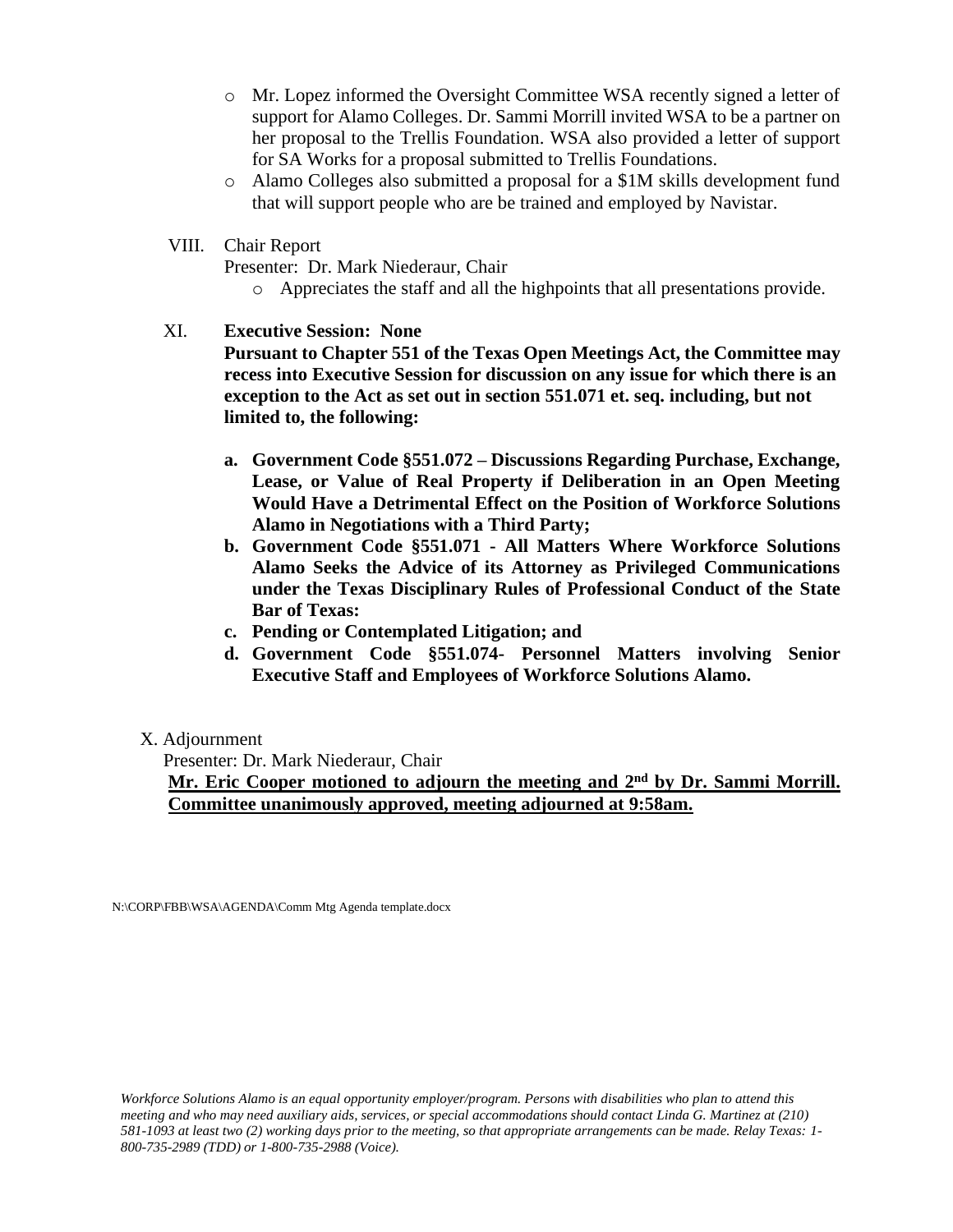- Mr. Lopez informed the Oversight Committee WSA recently signed a letter of support for Alamo Colleges. Dr. Sammi Morrill invited WSA to be a partner on her proposal to the Trellis Foundation. WSA also provided a letter of support for SA Works for a proposal submitted to Trellis Foundations.
- Alamo Colleges also submitted a proposal for a $1M skills development fund that will support people who are be trained and employed by Navistar.

VIII. Chair Report

Presenter: Dr. Mark Niederaur, Chair

- Appreciates the staff and all the highpoints that all presentations provide.

XI. **Executive Session: None**

**Pursuant to Chapter 551 of the Texas Open Meetings Act, the Committee may recess into Executive Session for discussion on any issue for which there is an exception to the Act as set out in section 551.071 et. seq. including, but not limited to, the following:**

a. **Government Code §551.072 – Discussions Regarding Purchase, Exchange, Lease, or Value of Real Property if Deliberation in an Open Meeting Would Have a Detrimental Effect on the Position of Workforce Solutions Alamo in Negotiations with a Third Party;**
b. **Government Code §551.071 - All Matters Where Workforce Solutions Alamo Seeks the Advice of its Attorney as Privileged Communications under the Texas Disciplinary Rules of Professional Conduct of the State Bar of Texas:**
c. **Pending or Contemplated Litigation; and**
d. **Government Code §551.074- Personnel Matters involving Senior Executive Staff and Employees of Workforce Solutions Alamo.**

X. Adjournment

Presenter: Dr. Mark Niederaur, Chair

**Mr. Eric Cooper motioned to adjourn the meeting and 2nd by Dr. Sammi Morrill. Committee unanimously approved, meeting adjourned at 9:58am.**

N:\CORP\FBB\WSA\AGENDA\Comm Mtg Agenda template.docx

*Workforce Solutions Alamo is an equal opportunity employer/program. Persons with disabilities who plan to attend this meeting and who may need auxiliary aids, services, or special accommodations should contact Linda G. Martinez at (210) 581-1093 at least two (2) working days prior to the meeting, so that appropriate arrangements can be made. Relay Texas: 1-800-735-2989 (TDD) or 1-800-735-2988 (Voice).*